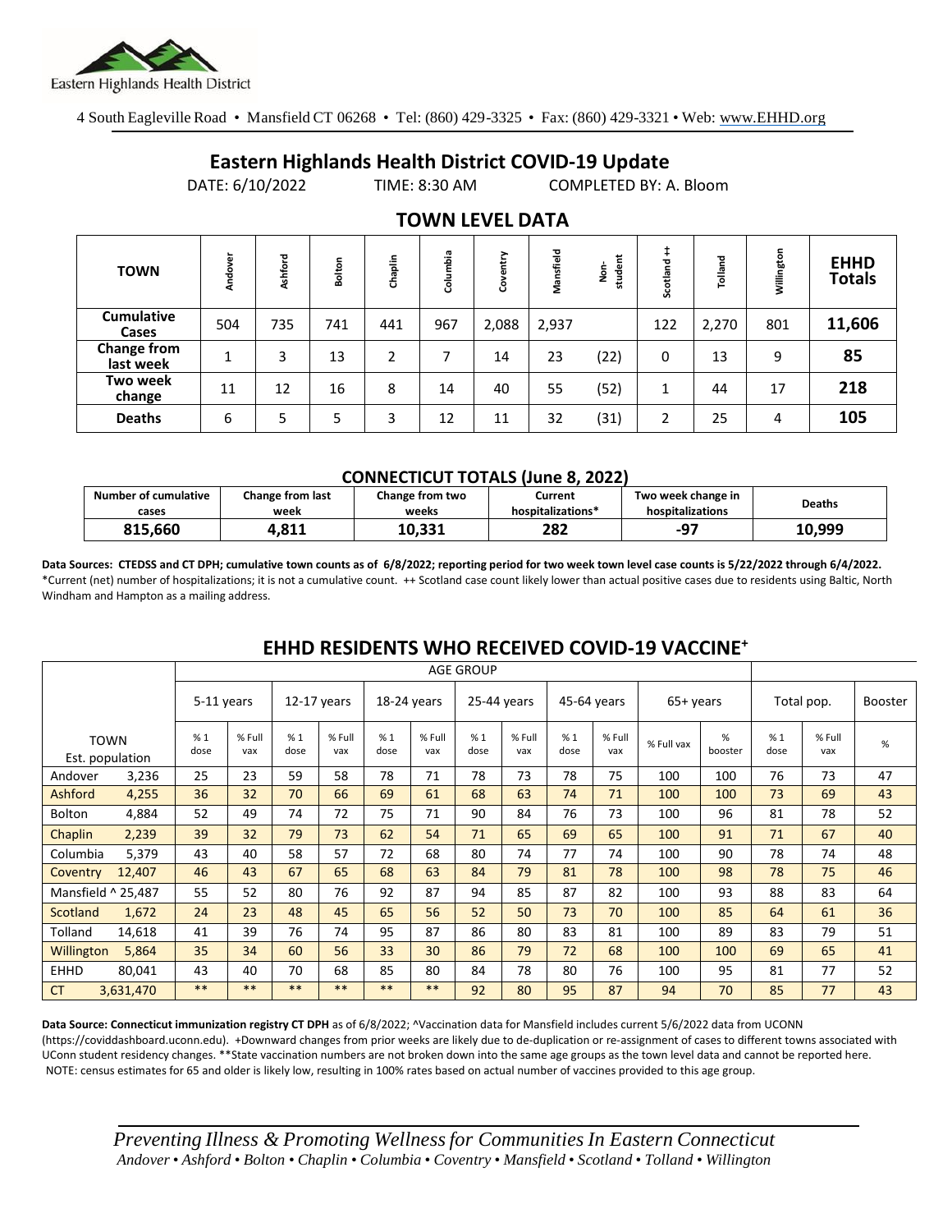Eastern Highlands Health District

4 South Eagleville Road • Mansfield CT 06268 • Tel: (860) 429-3325 • Fax: (860) 429-3321 • Web: www.EHHD.org

# Eastern Highlands Health District COVID-19 Update

DATE: 6/10/2022 TIME: 8:30 AM COMPLETED BY: A. Bloom

## TOWN LEVEL DATA

| TOWN | Andover | Ashford | Bolton | Chaplin | Columbia | Coventry | Mansfield | Non-student | Scotland ++ | Tolland | Willington | EHHD Totals |
|---|---|---|---|---|---|---|---|---|---|---|---|---|
| Cumulative Cases | 504 | 735 | 741 | 441 | 967 | 2,088 | 2,937 | | 122 | 2,270 | 801 | **11,606** |
| Change from last week | 1 | 3 | 13 | 2 | 7 | 14 | 23 | (22) | 0 | 13 | 9 | **85** |
| Two week change | 11 | 12 | 16 | 8 | 14 | 40 | 55 | (52) | 1 | 44 | 17 | **218** |
| Deaths | 6 | 5 | 5 | 3 | 12 | 11 | 32 | (31) | 2 | 25 | 4 | **105** |

### CONNECTICUT TOTALS (June 8, 2022)

| Number of cumulative cases | Change from last week | Change from two weeks | Current hospitalizations* | Two week change in hospitalizations | Deaths |
|---|---|---|---|---|---|
| **815,660** | **4,811** | **10,331** | **282** | **-97** | **10,999** |

**Data Sources: CTEDSS and CT DPH; cumulative town counts as of 6/8/2022; reporting period for two week town level case counts is 5/22/2022 through 6/4/2022.** *Current (net) number of hospitalizations; it is not a cumulative count. ++ Scotland case count likely lower than actual positive cases due to residents using Baltic, North Windham and Hampton as a mailing address.

## EHHD RESIDENTS WHO RECEIVED COVID-19 VACCINE+

| TOWN | Est. population | 5-11 years % 1 dose | 5-11 years % Full vax | 12-17 years % 1 dose | 12-17 years % Full vax | 18-24 years % 1 dose | 18-24 years % Full vax | 25-44 years % 1 dose | 25-44 years % Full vax | 45-64 years % 1 dose | 45-64 years % Full vax | 65+ years % Full vax | 65+ years % booster | Total pop. % 1 dose | Total pop. % Full vax | Booster % |
|---|---|---|---|---|---|---|---|---|---|---|---|---|---|---|---|---|
| Andover | 3,236 | 25 | 23 | 59 | 58 | 78 | 71 | 78 | 73 | 78 | 75 | 100 | 100 | 76 | 73 | 47 |
| Ashford | 4,255 | 36 | 32 | 70 | 66 | 69 | 61 | 68 | 63 | 74 | 71 | 100 | 100 | 73 | 69 | 43 |
| Bolton | 4,884 | 52 | 49 | 74 | 72 | 75 | 71 | 90 | 84 | 76 | 73 | 100 | 96 | 81 | 78 | 52 |
| Chaplin | 2,239 | 39 | 32 | 79 | 73 | 62 | 54 | 71 | 65 | 69 | 65 | 100 | 91 | 71 | 67 | 40 |
| Columbia | 5,379 | 43 | 40 | 58 | 57 | 72 | 68 | 80 | 74 | 77 | 74 | 100 | 90 | 78 | 74 | 48 |
| Coventry | 12,407 | 46 | 43 | 67 | 65 | 68 | 63 | 84 | 79 | 81 | 78 | 100 | 98 | 78 | 75 | 46 |
| Mansfield ^ | 25,487 | 55 | 52 | 80 | 76 | 92 | 87 | 94 | 85 | 87 | 82 | 100 | 93 | 88 | 83 | 64 |
| Scotland | 1,672 | 24 | 23 | 48 | 45 | 65 | 56 | 52 | 50 | 73 | 70 | 100 | 85 | 64 | 61 | 36 |
| Tolland | 14,618 | 41 | 39 | 76 | 74 | 95 | 87 | 86 | 80 | 83 | 81 | 100 | 89 | 83 | 79 | 51 |
| Willington | 5,864 | 35 | 34 | 60 | 56 | 33 | 30 | 86 | 79 | 72 | 68 | 100 | 100 | 69 | 65 | 41 |
| EHHD | 80,041 | 43 | 40 | 70 | 68 | 85 | 80 | 84 | 78 | 80 | 76 | 100 | 95 | 81 | 77 | 52 |
| CT | 3,631,470 | ** | ** | ** | ** | ** | ** | 92 | 80 | 95 | 87 | 94 | 70 | 85 | 77 | 43 |

**Data Source: Connecticut immunization registry CT DPH** as of 6/8/2022; ^Vaccination data for Mansfield includes current 5/6/2022 data from UCONN (https://coviddashboard.uconn.edu). +Downward changes from prior weeks are likely due to de-duplication or re-assignment of cases to different towns associated with UConn student residency changes. **State vaccination numbers are not broken down into the same age groups as the town level data and cannot be reported here. NOTE: census estimates for 65 and older is likely low, resulting in 100% rates based on actual number of vaccines provided to this age group.

*Preventing Illness & Promoting Wellness for Communities In Eastern Connecticut*
*Andover • Ashford • Bolton • Chaplin • Columbia • Coventry • Mansfield • Scotland • Tolland • Willington*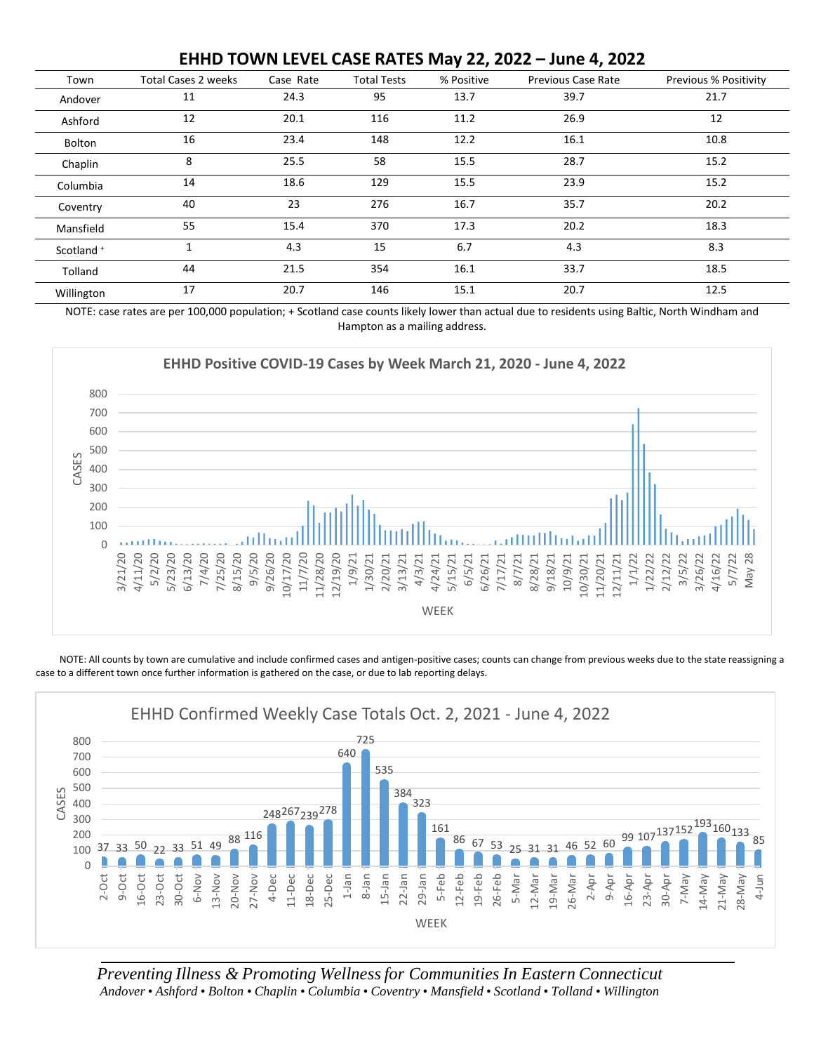# EHHD TOWN LEVEL CASE RATES May 22, 2022 – June 4, 2022

| Town | Total Cases 2 weeks | Case Rate | Total Tests | % Positive | Previous Case Rate | Previous % Positivity |
|---|---|---|---|---|---|---|
| Andover | 11 | 24.3 | 95 | 13.7 | 39.7 | 21.7 |
| Ashford | 12 | 20.1 | 116 | 11.2 | 26.9 | 12 |
| Bolton | 16 | 23.4 | 148 | 12.2 | 16.1 | 10.8 |
| Chaplin | 8 | 25.5 | 58 | 15.5 | 28.7 | 15.2 |
| Columbia | 14 | 18.6 | 129 | 15.5 | 23.9 | 15.2 |
| Coventry | 40 | 23 | 276 | 16.7 | 35.7 | 20.2 |
| Mansfield | 55 | 15.4 | 370 | 17.3 | 20.2 | 18.3 |
| Scotland + | 1 | 4.3 | 15 | 6.7 | 4.3 | 8.3 |
| Tolland | 44 | 21.5 | 354 | 16.1 | 33.7 | 18.5 |
| Willington | 17 | 20.7 | 146 | 15.1 | 20.7 | 12.5 |

NOTE: case rates are per 100,000 population; + Scotland case counts likely lower than actual due to residents using Baltic, North Windham and Hampton as a mailing address.

EHHD Positive COVID-19 Cases by Week March 21, 2020 - June 4, 2022

CASES

0
100
200
300
400
500
600
700
800

3/21/20 4/11/20 5/2/20 5/23/20 6/13/20 7/4/20 7/25/20 8/15/20 9/5/20 9/26/20 10/17/20 11/7/20 11/28/20 12/19/20 1/9/21 1/30/21 2/20/21 3/13/21 4/3/21 4/24/21 5/15/21 6/5/21 6/26/21 7/17/21 8/7/21 8/28/21 9/18/21 10/9/21 10/30/21 11/20/21 12/11/21 1/1/22 1/22/22 2/12/22 3/5/22 3/26/22 4/16/22 5/7/22 May 28

WEEK

NOTE: All counts by town are cumulative and include confirmed cases and antigen-positive cases; counts can change from previous weeks due to the state reassigning a case to a different town once further information is gathered on the case, or due to lab reporting delays.

EHHD Confirmed Weekly Case Totals Oct. 2, 2021 - June 4, 2022

CASES

0
100
200
300
400
500
600
700
800

37 33 50 22 33 51 49 88 116 248 267 239 278 640 725 535 384 323 161 86 67 53 25 31 31 46 52 60 99 107 137 152 193 160 133 85

2-Oct 9-Oct 16-Oct 23-Oct 30-Oct 6-Nov 13-Nov 20-Nov 27-Nov 4-Dec 11-Dec 18-Dec 25-Dec 1-Jan 8-Jan 15-Jan 22-Jan 29-Jan 5-Feb 12-Feb 19-Feb 26-Feb 5-Mar 12-Mar 19-Mar 26-Mar 2-Apr 9-Apr 16-Apr 23-Apr 30-Apr 7-May 14-May 21-May 28-May 4-Jun

WEEK

*Preventing Illness & Promoting Wellness for Communities In Eastern Connecticut*
*Andover • Ashford • Bolton • Chaplin • Columbia • Coventry • Mansfield • Scotland • Tolland • Willington*